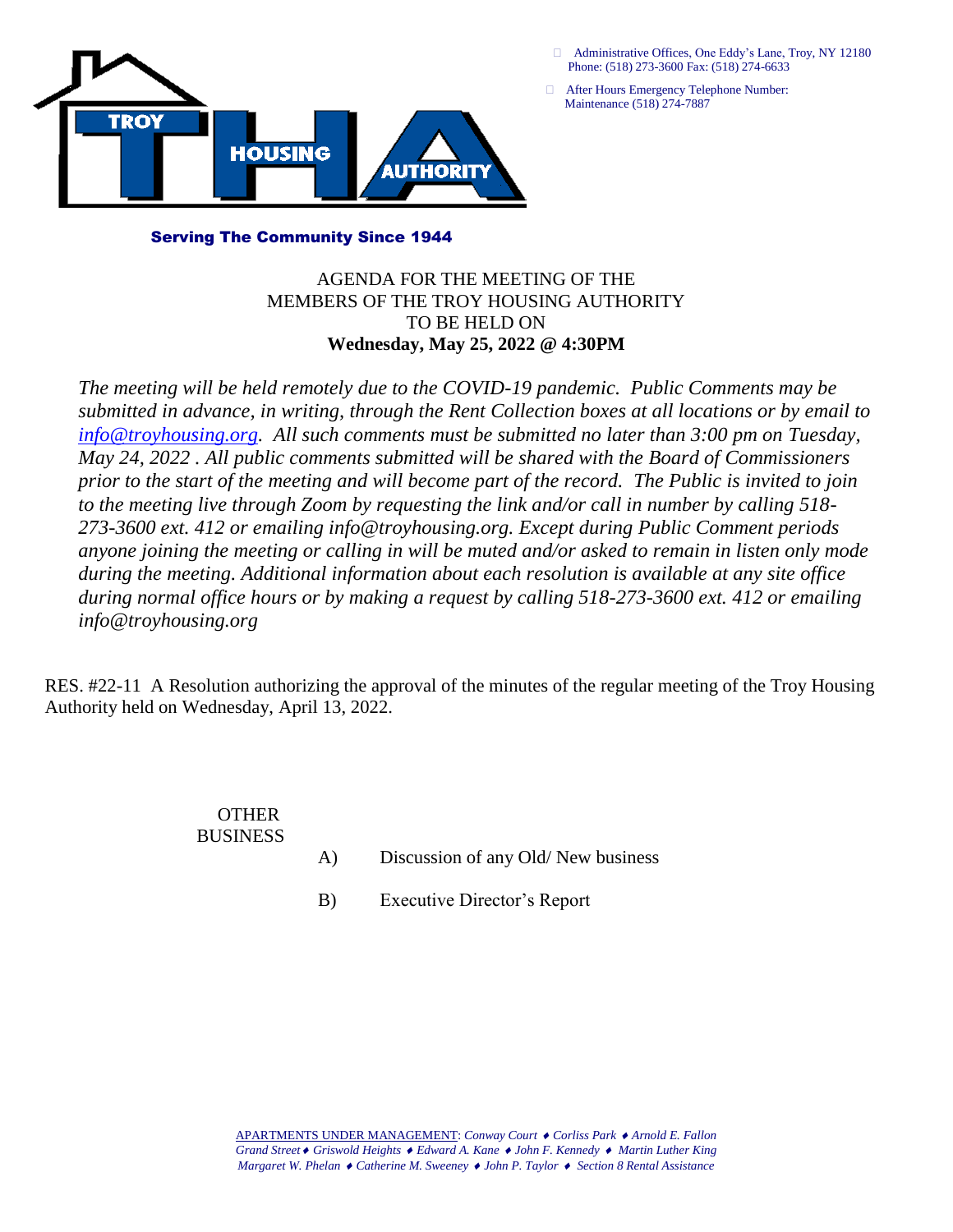TROY HOUSING AUTHORITY

- Administrative Offices, One Eddy's Lane, Troy, NY 12180 Phone: (518) 273-3600 Fax: (518) 274-6633
- After Hours Emergency Telephone Number: Maintenance (518) 274-7887

**Serving The Community Since 1944**

AGENDA FOR THE MEETING OF THE
MEMBERS OF THE TROY HOUSING AUTHORITY
TO BE HELD ON
**Wednesday, May 25, 2022 @ 4:30PM**

*The meeting will be held remotely due to the COVID-19 pandemic. Public Comments may be submitted in advance, in writing, through the Rent Collection boxes at all locations or by email to info@troyhousing.org. All such comments must be submitted no later than 3:00 pm on Tuesday, May 24, 2022 . All public comments submitted will be shared with the Board of Commissioners prior to the start of the meeting and will become part of the record. The Public is invited to join to the meeting live through Zoom by requesting the link and/or call in number by calling 518-273-3600 ext. 412 or emailing info@troyhousing.org. Except during Public Comment periods anyone joining the meeting or calling in will be muted and/or asked to remain in listen only mode during the meeting. Additional information about each resolution is available at any site office during normal office hours or by making a request by calling 518-273-3600 ext. 412 or emailing info@troyhousing.org*

RES. #22-11 A Resolution authorizing the approval of the minutes of the regular meeting of the Troy Housing Authority held on Wednesday, April 13, 2022.

OTHER BUSINESS

A) Discussion of any Old/ New business

B) Executive Director's Report

APARTMENTS UNDER MANAGEMENT: *Conway Court ♦ Corliss Park ♦ Arnold E. Fallon Grand Street ♦ Griswold Heights ♦ Edward A. Kane ♦ John F. Kennedy ♦ Martin Luther King Margaret W. Phelan ♦ Catherine M. Sweeney ♦ John P. Taylor ♦ Section 8 Rental Assistance*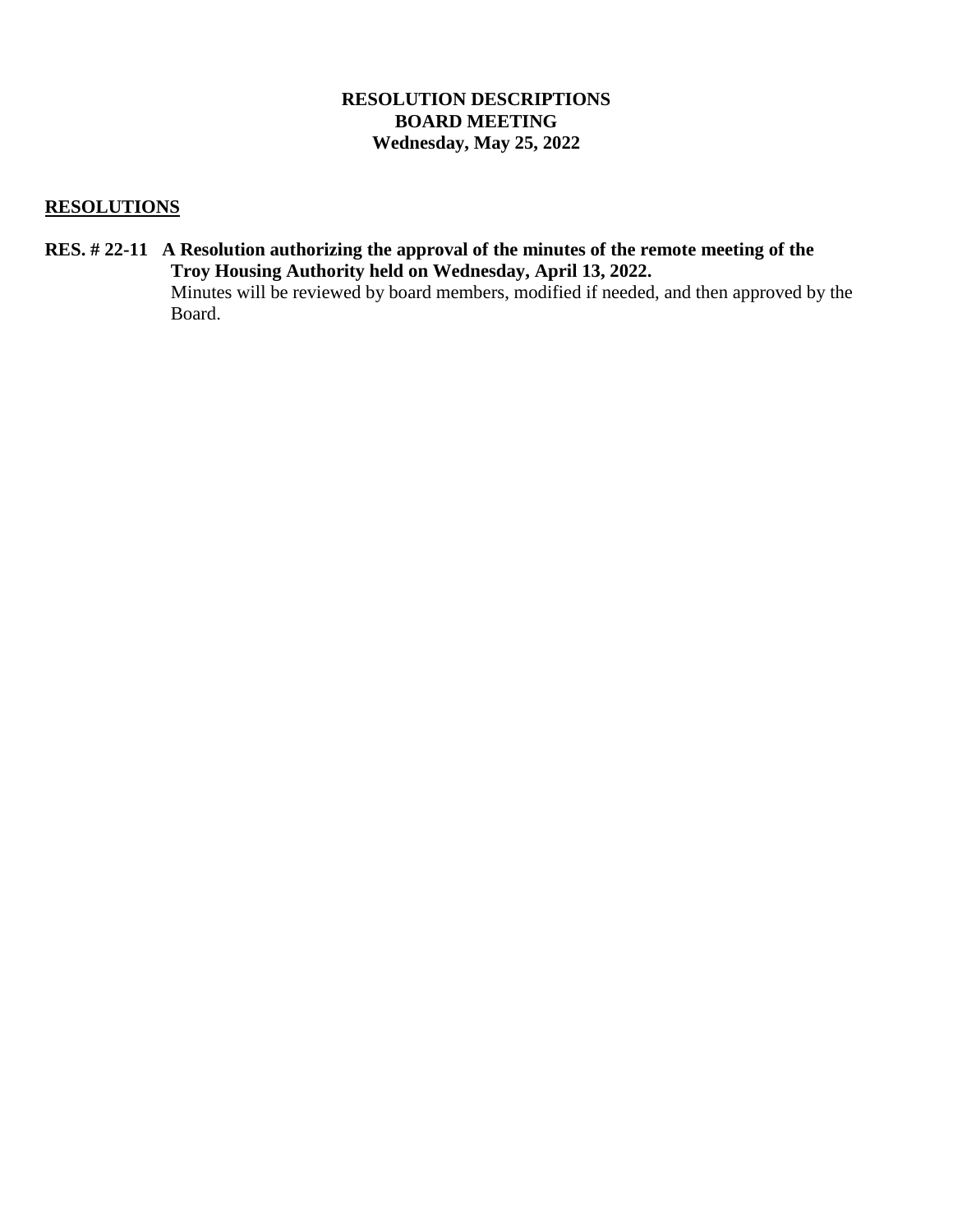**RESOLUTION DESCRIPTIONS**
**BOARD MEETING**
**Wednesday, May 25, 2022**

## RESOLUTIONS

**RES. # 22-11 A Resolution authorizing the approval of the minutes of the remote meeting of the Troy Housing Authority held on Wednesday, April 13, 2022.**

Minutes will be reviewed by board members, modified if needed, and then approved by the Board.